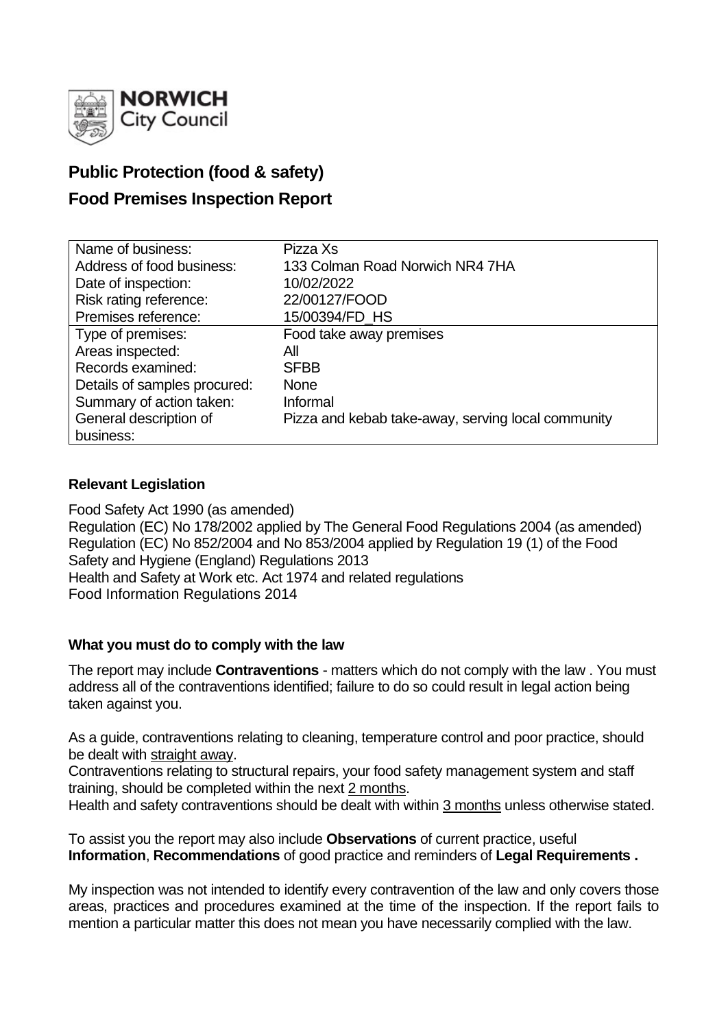NORWICH City Council

# Public Protection (food & safety)

## Food Premises Inspection Report

| Name of business: | Pizza Xs |
| --- | --- |
| Address of food business: | 133 Colman Road Norwich NR4 7HA |
| Date of inspection: | 10/02/2022 |
| Risk rating reference: | 22/00127/FOOD |
| Premises reference: | 15/00394/FD_HS |
| Type of premises: | Food take away premises |
| Areas inspected: | All |
| Records examined: | SFBB |
| Details of samples procured: | None |
| Summary of action taken: | Informal |
| General description of business: | Pizza and kebab take-away, serving local community |

### Relevant Legislation

Food Safety Act 1990 (as amended)
Regulation (EC) No 178/2002 applied by The General Food Regulations 2004 (as amended)
Regulation (EC) No 852/2004 and No 853/2004 applied by Regulation 19 (1) of the Food Safety and Hygiene (England) Regulations 2013
Health and Safety at Work etc. Act 1974 and related regulations
Food Information Regulations 2014

### What you must do to comply with the law

The report may include **Contraventions** - matters which do not comply with the law . You must address all of the contraventions identified; failure to do so could result in legal action being taken against you.

As a guide, contraventions relating to cleaning, temperature control and poor practice, should be dealt with straight away.
Contraventions relating to structural repairs, your food safety management system and staff training, should be completed within the next 2 months.
Health and safety contraventions should be dealt with within 3 months unless otherwise stated.

To assist you the report may also include **Observations** of current practice, useful **Information**, **Recommendations** of good practice and reminders of **Legal Requirements .**

My inspection was not intended to identify every contravention of the law and only covers those areas, practices and procedures examined at the time of the inspection. If the report fails to mention a particular matter this does not mean you have necessarily complied with the law.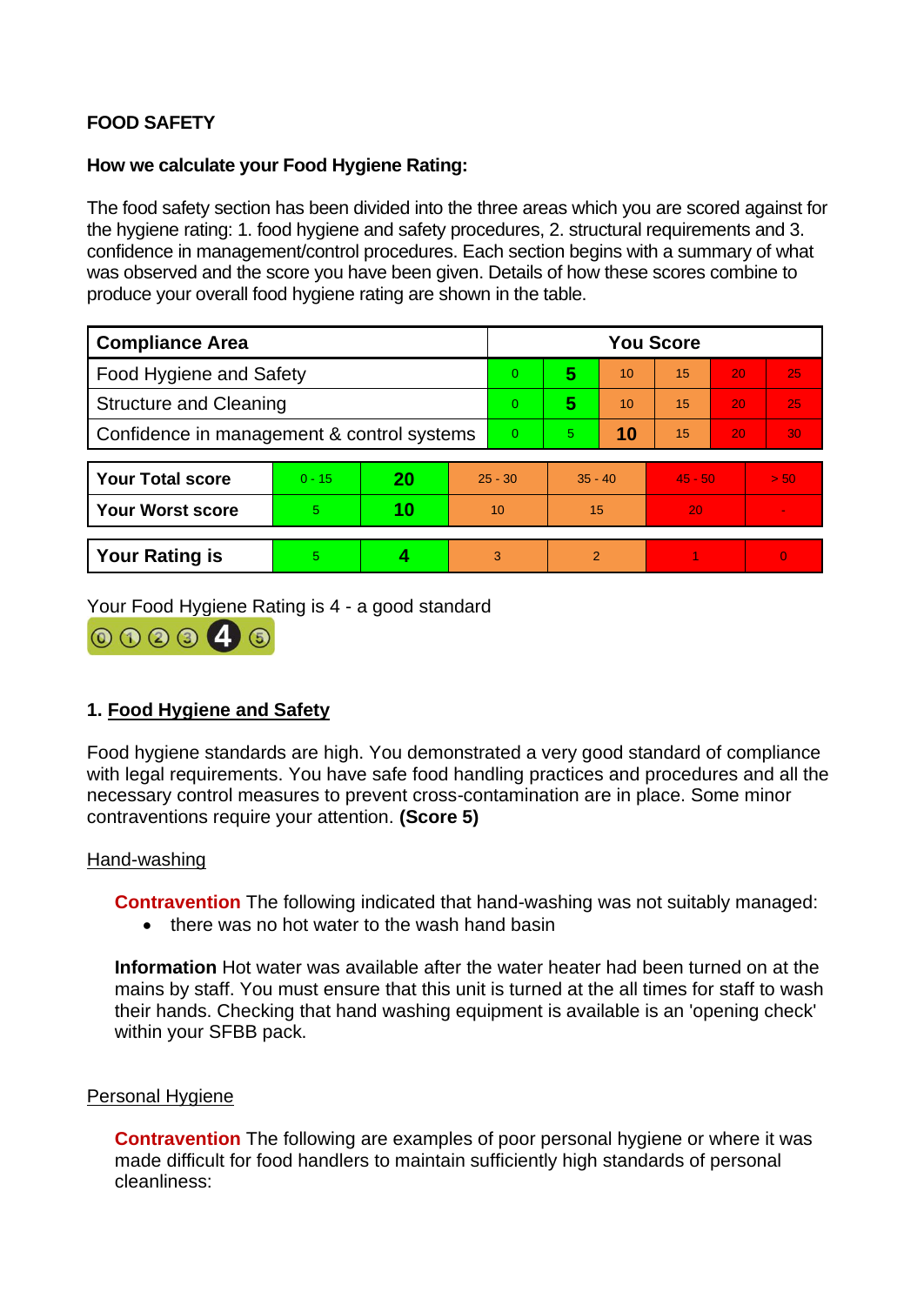**FOOD SAFETY**

**How we calculate your Food Hygiene Rating:**

The food safety section has been divided into the three areas which you are scored against for the hygiene rating: 1. food hygiene and safety procedures, 2. structural requirements and 3. confidence in management/control procedures. Each section begins with a summary of what was observed and the score you have been given. Details of how these scores combine to produce your overall food hygiene rating are shown in the table.

| Compliance Area | You Score | | | | | |
|---|---|---|---|---|---|---|
| Food Hygiene and Safety | 0 | **5** | 10 | 15 | 20 | 25 |
| Structure and Cleaning | 0 | **5** | 10 | 15 | 20 | 25 |
| Confidence in management & control systems | 0 | 5 | **10** | 15 | 20 | 30 |

| | | | | | | |
|---|---|---|---|---|---|---|
| **Your Total score** | 0 - 15 | **20** | 25 - 30 | 35 - 40 | 45 - 50 | > 50 |
| **Your Worst score** | 5 | **10** | 10 | 15 | 20 | - |

| | | | | | | |
|---|---|---|---|---|---|---|
| **Your Rating is** | 5 | **4** | 3 | 2 | 1 | 0 |

Your Food Hygiene Rating is 4 - a good standard

## 1. Food Hygiene and Safety

Food hygiene standards are high. You demonstrated a very good standard of compliance with legal requirements. You have safe food handling practices and procedures and all the necessary control measures to prevent cross-contamination are in place. Some minor contraventions require your attention. **(Score 5)**

### Hand-washing

**Contravention** The following indicated that hand-washing was not suitably managed:

- there was no hot water to the wash hand basin

**Information** Hot water was available after the water heater had been turned on at the mains by staff. You must ensure that this unit is turned at the all times for staff to wash their hands. Checking that hand washing equipment is available is an 'opening check' within your SFBB pack.

### Personal Hygiene

**Contravention** The following are examples of poor personal hygiene or where it was made difficult for food handlers to maintain sufficiently high standards of personal cleanliness: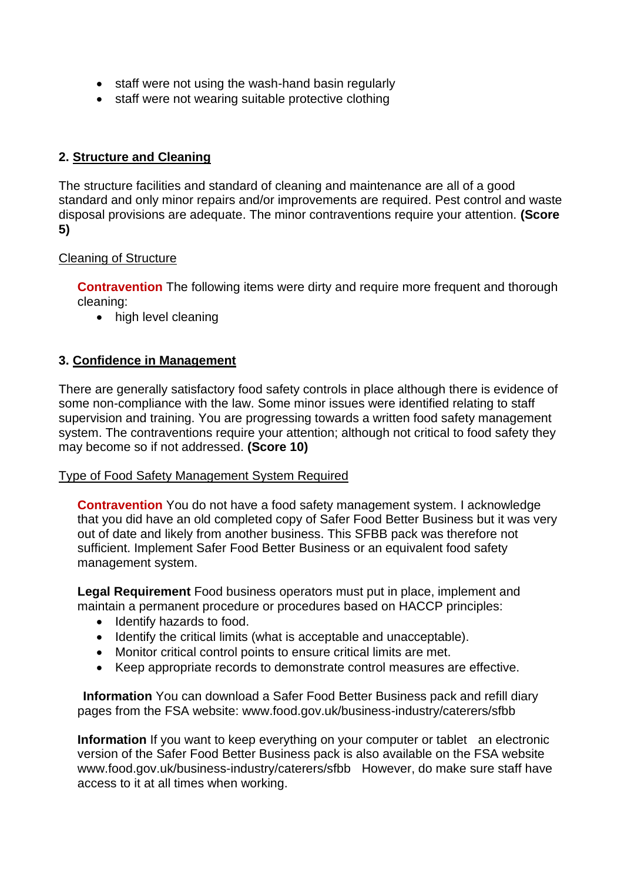- staff were not using the wash-hand basin regularly
- staff were not wearing suitable protective clothing

## 2. Structure and Cleaning

The structure facilities and standard of cleaning and maintenance are all of a good standard and only minor repairs and/or improvements are required. Pest control and waste disposal provisions are adequate. The minor contraventions require your attention. **(Score 5)**

Cleaning of Structure

> **Contravention** The following items were dirty and require more frequent and thorough cleaning:
>
> - high level cleaning

## 3. Confidence in Management

There are generally satisfactory food safety controls in place although there is evidence of some non-compliance with the law. Some minor issues were identified relating to staff supervision and training. You are progressing towards a written food safety management system. The contraventions require your attention; although not critical to food safety they may become so if not addressed. **(Score 10)**

Type of Food Safety Management System Required

> **Contravention** You do not have a food safety management system. I acknowledge that you did have an old completed copy of Safer Food Better Business but it was very out of date and likely from another business. This SFBB pack was therefore not sufficient. Implement Safer Food Better Business or an equivalent food safety management system.
>
> **Legal Requirement** Food business operators must put in place, implement and maintain a permanent procedure or procedures based on HACCP principles:
>
> - Identify hazards to food.
> - Identify the critical limits (what is acceptable and unacceptable).
> - Monitor critical control points to ensure critical limits are met.
> - Keep appropriate records to demonstrate control measures are effective.
>
> **Information** You can download a Safer Food Better Business pack and refill diary pages from the FSA website: www.food.gov.uk/business-industry/caterers/sfbb
>
> **Information** If you want to keep everything on your computer or tablet an electronic version of the Safer Food Better Business pack is also available on the FSA website www.food.gov.uk/business-industry/caterers/sfbb However, do make sure staff have access to it at all times when working.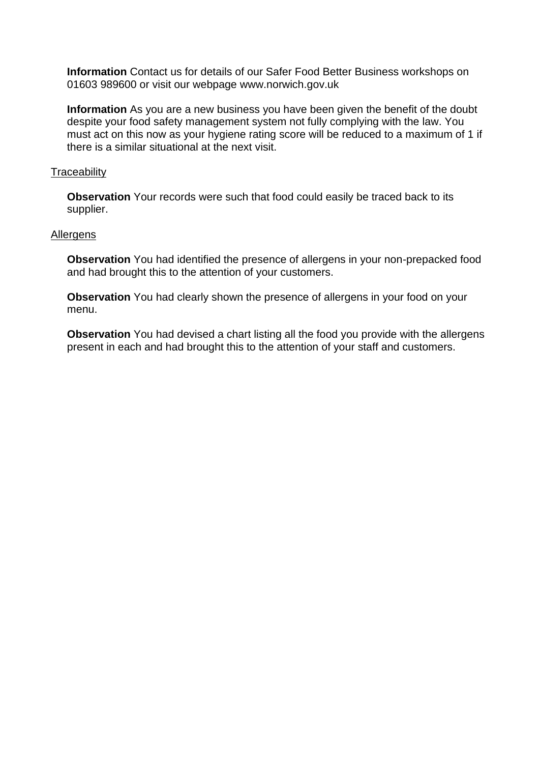**Information** Contact us for details of our Safer Food Better Business workshops on 01603 989600 or visit our webpage www.norwich.gov.uk

**Information** As you are a new business you have been given the benefit of the doubt despite your food safety management system not fully complying with the law. You must act on this now as your hygiene rating score will be reduced to a maximum of 1 if there is a similar situational at the next visit.

<u>Traceability</u>

**Observation** Your records were such that food could easily be traced back to its supplier.

<u>Allergens</u>

**Observation** You had identified the presence of allergens in your non-prepacked food and had brought this to the attention of your customers.

**Observation** You had clearly shown the presence of allergens in your food on your menu.

**Observation** You had devised a chart listing all the food you provide with the allergens present in each and had brought this to the attention of your staff and customers.